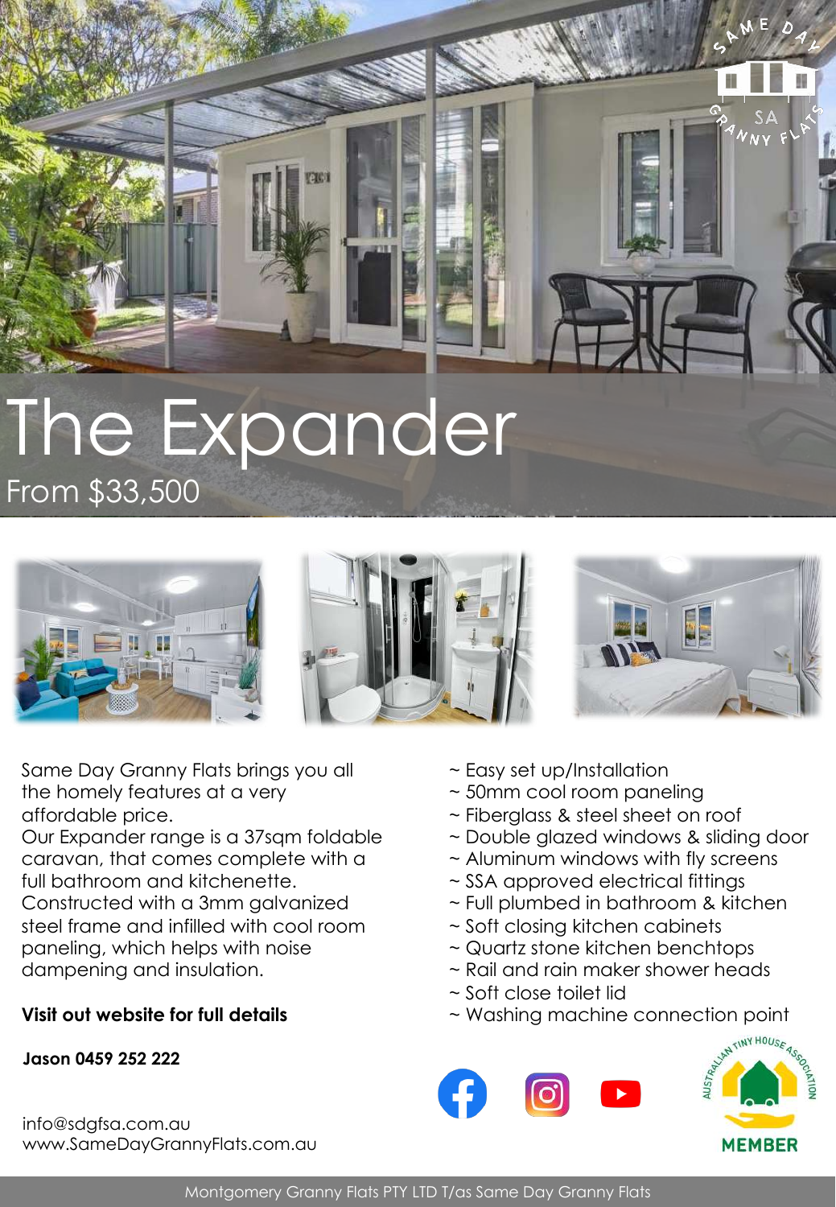# The Expander

From $33,500

Same Day Granny Flats brings you all the homely features at a very affordable price.
Our Expander range is a 37sqm foldable caravan, that comes complete with a full bathroom and kitchenette.
Constructed with a 3mm galvanized steel frame and infilled with cool room paneling, which helps with noise dampening and insulation.

**Visit out website for full details**

**Jason 0459 252 222**

info@sdgfsa.com.au
www.SameDayGrannyFlats.com.au

~ Easy set up/Installation
~ 50mm cool room paneling
~ Fiberglass & steel sheet on roof
~ Double glazed windows & sliding door
~ Aluminum windows with fly screens
~ SSA approved electrical fittings
~ Full plumbed in bathroom & kitchen
~ Soft closing kitchen cabinets
~ Quartz stone kitchen benchtops
~ Rail and rain maker shower heads
~ Soft close toilet lid
~ Washing machine connection point

Montgomery Granny Flats PTY LTD T/as Same Day Granny Flats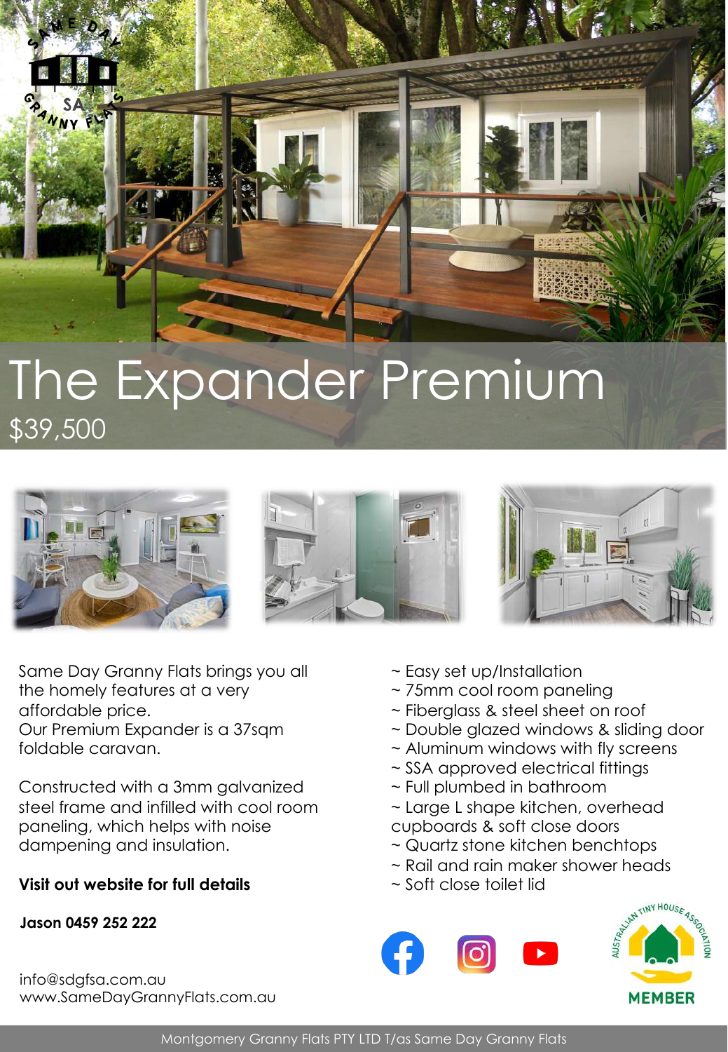# The Expander Premium

## $39,500

Same Day Granny Flats brings you all the homely features at a very affordable price.
Our Premium Expander is a 37sqm foldable caravan.

Constructed with a 3mm galvanized steel frame and infilled with cool room paneling, which helps with noise dampening and insulation.

**Visit out website for full details**

**Jason 0459 252 222**

info@sdgfsa.com.au
www.SameDayGrannyFlats.com.au

~ Easy set up/Installation
~ 75mm cool room paneling
~ Fiberglass & steel sheet on roof
~ Double glazed windows & sliding door
~ Aluminum windows with fly screens
~ SSA approved electrical fittings
~ Full plumbed in bathroom
~ Large L shape kitchen, overhead cupboards & soft close doors
~ Quartz stone kitchen benchtops
~ Rail and rain maker shower heads
~ Soft close toilet lid

Montgomery Granny Flats PTY LTD T/as Same Day Granny Flats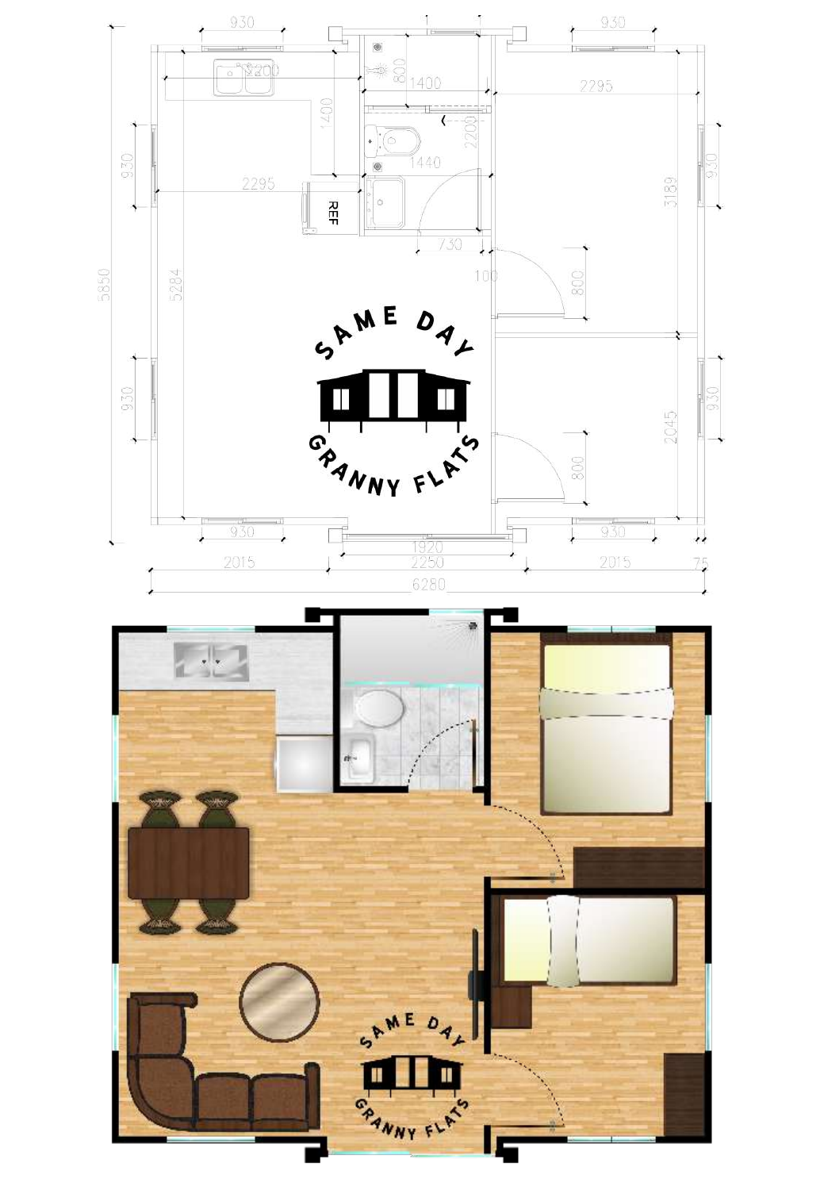930
930
1200
800
1400
2295
1400
2200
930
1440
930
3189
2295
REF
730
5850
5284
100
800
SAME DAY
GRANNY FLATS
930
930
2045
800
930
930
1920
2015
2250
2015
75
6280

SAME DAY
GRANNY FLATS